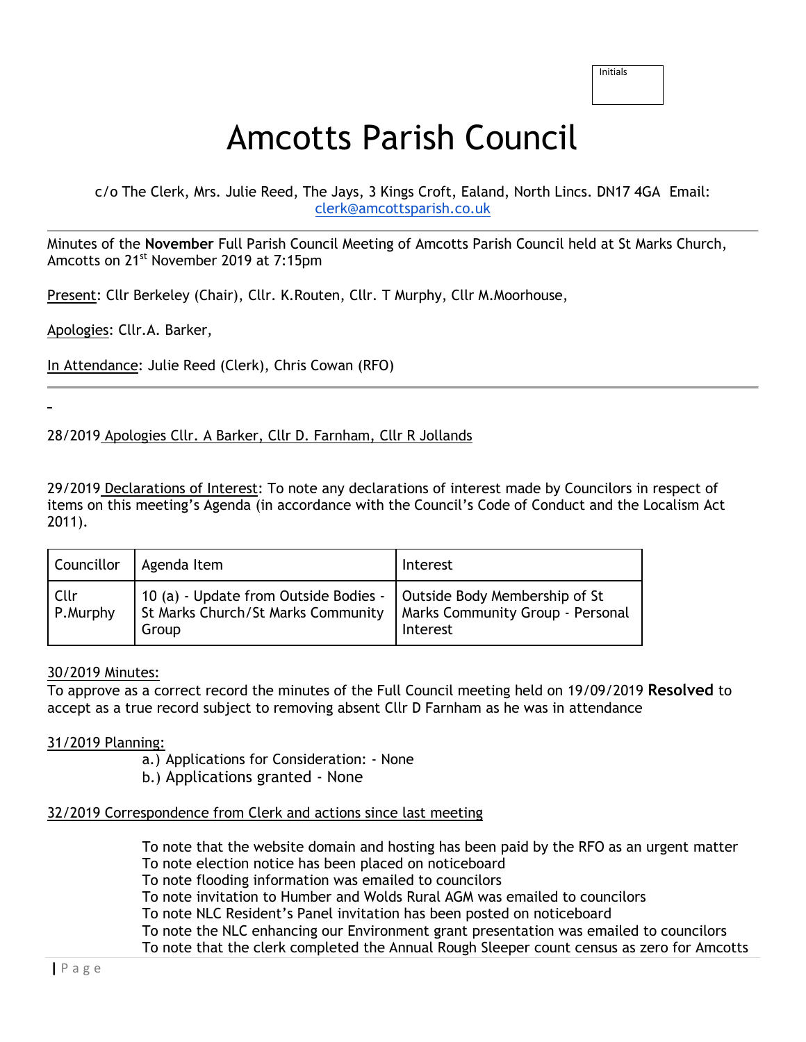Initials

# Amcotts Parish Council

c/o The Clerk, Mrs. Julie Reed, The Jays, 3 Kings Croft, Ealand, North Lincs. DN17 4GA Email: clerk@amcottsparish.co.uk

---

Minutes of the **November** Full Parish Council Meeting of Amcotts Parish Council held at St Marks Church, Amcotts on 21st November 2019 at 7:15pm

Present: Cllr Berkeley (Chair), Cllr. K.Routen, Cllr. T Murphy, Cllr M.Moorhouse,

Apologies: Cllr.A. Barker,

In Attendance: Julie Reed (Clerk), Chris Cowan (RFO)

---

28/2019 Apologies Cllr. A Barker, Cllr D. Farnham, Cllr R Jollands

29/2019 Declarations of Interest: To note any declarations of interest made by Councilors in respect of items on this meeting's Agenda (in accordance with the Council's Code of Conduct and the Localism Act 2011).

| Councillor | Agenda Item | Interest |
|---|---|---|
| Cllr P.Murphy | 10 (a) - Update from Outside Bodies - St Marks Church/St Marks Community Group | Outside Body Membership of St Marks Community Group - Personal Interest |

30/2019 Minutes:
To approve as a correct record the minutes of the Full Council meeting held on 19/09/2019 **Resolved** to accept as a true record subject to removing absent Cllr D Farnham as he was in attendance

31/2019 Planning:

a.) Applications for Consideration: - None
b.) Applications granted - None

32/2019 Correspondence from Clerk and actions since last meeting

To note that the website domain and hosting has been paid by the RFO as an urgent matter
To note election notice has been placed on noticeboard
To note flooding information was emailed to councilors
To note invitation to Humber and Wolds Rural AGM was emailed to councilors
To note NLC Resident's Panel invitation has been posted on noticeboard
To note the NLC enhancing our Environment grant presentation was emailed to councilors
To note that the clerk completed the Annual Rough Sleeper count census as zero for Amcotts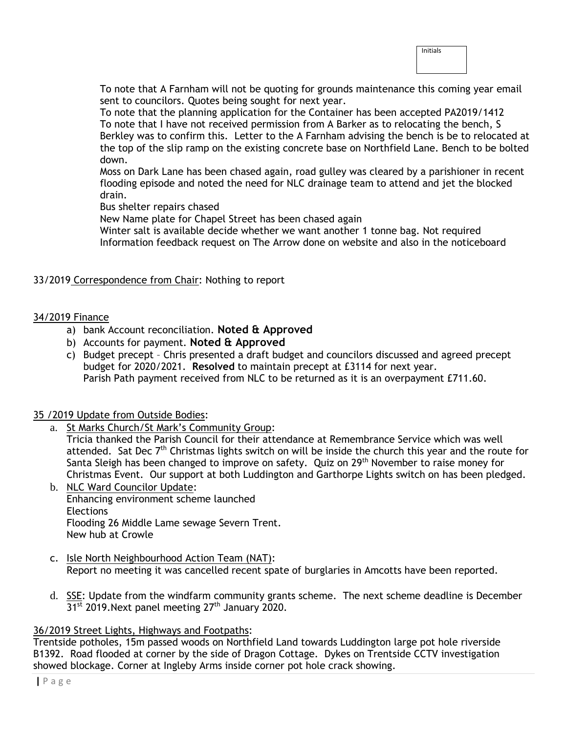To note that A Farnham will not be quoting for grounds maintenance this coming year email sent to councilors. Quotes being sought for next year.
To note that the planning application for the Container has been accepted PA2019/1412
To note that I have not received permission from A Barker as to relocating the bench, S Berkley was to confirm this. Letter to the A Farnham advising the bench is be to relocated at the top of the slip ramp on the existing concrete base on Northfield Lane. Bench to be bolted down.
Moss on Dark Lane has been chased again, road gulley was cleared by a parishioner in recent flooding episode and noted the need for NLC drainage team to attend and jet the blocked drain.
Bus shelter repairs chased
New Name plate for Chapel Street has been chased again
Winter salt is available decide whether we want another 1 tonne bag. Not required
Information feedback request on The Arrow done on website and also in the noticeboard

33/2019 Correspondence from Chair: Nothing to report

34/2019 Finance

a) bank Account reconciliation. **Noted & Approved**
b) Accounts for payment. **Noted & Approved**
c) Budget precept – Chris presented a draft budget and councilors discussed and agreed precept budget for 2020/2021. **Resolved** to maintain precept at £3114 for next year.
   Parish Path payment received from NLC to be returned as it is an overpayment £711.60.

35 /2019 Update from Outside Bodies:

a. St Marks Church/St Mark's Community Group:
   Tricia thanked the Parish Council for their attendance at Remembrance Service which was well attended. Sat Dec 7th Christmas lights switch on will be inside the church this year and the route for Santa Sleigh has been changed to improve on safety. Quiz on 29th November to raise money for Christmas Event. Our support at both Luddington and Garthorpe Lights switch on has been pledged.
b. NLC Ward Councilor Update:
   Enhancing environment scheme launched
   Elections
   Flooding 26 Middle Lame sewage Severn Trent.
   New hub at Crowle
c. Isle North Neighbourhood Action Team (NAT):
   Report no meeting it was cancelled recent spate of burglaries in Amcotts have been reported.
d. SSE: Update from the windfarm community grants scheme. The next scheme deadline is December 31st 2019.Next panel meeting 27th January 2020.

36/2019 Street Lights, Highways and Footpaths:
Trentside potholes, 15m passed woods on Northfield Land towards Luddington large pot hole riverside B1392. Road flooded at corner by the side of Dragon Cottage. Dykes on Trentside CCTV investigation showed blockage. Corner at Ingleby Arms inside corner pot hole crack showing.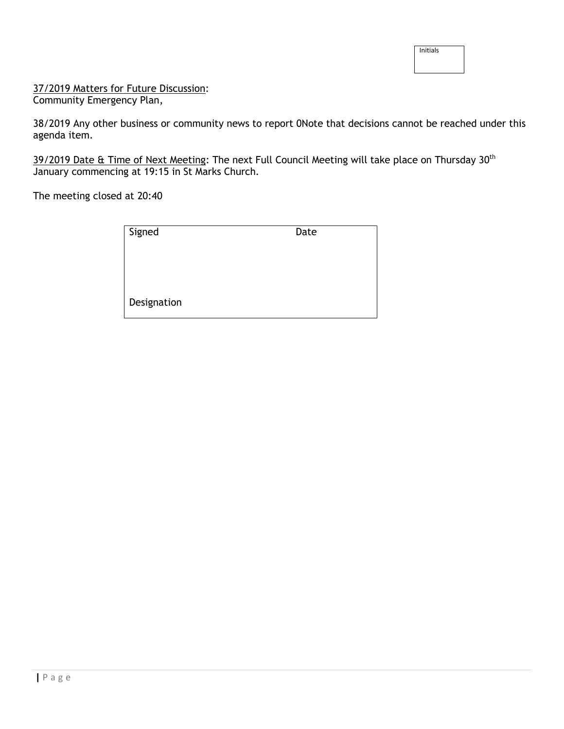| Initials |
|---|
| |

<u>37/2019 Matters for Future Discussion</u>:
Community Emergency Plan,

38/2019 Any other business or community news to report 0Note that decisions cannot be reached under this agenda item.

<u>39/2019 Date & Time of Next Meeting</u>: The next Full Council Meeting will take place on Thursday 30th January commencing at 19:15 in St Marks Church.

The meeting closed at 20:40

| Signed | Date |
|---|---|
| Designation | |